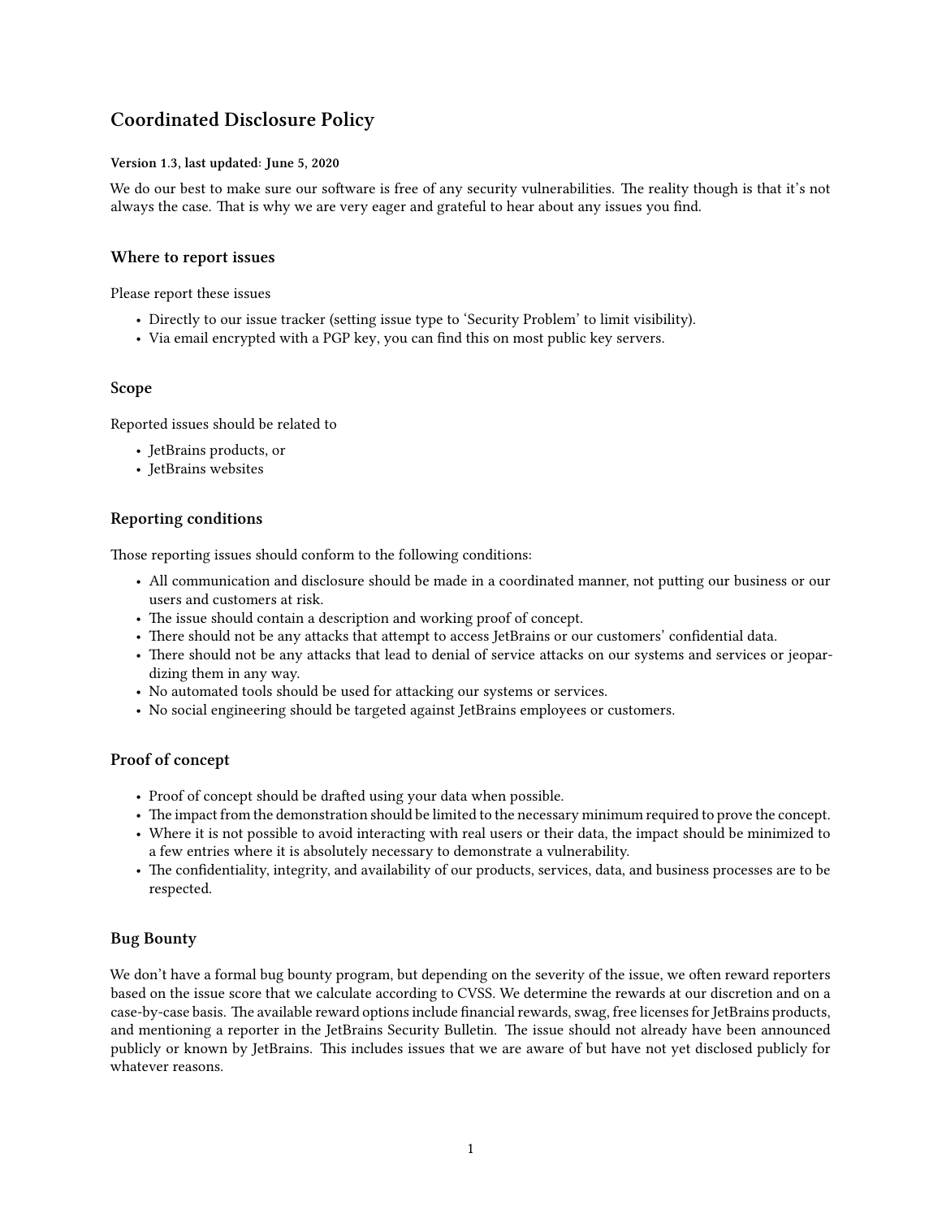# Coordinated Disclosure Policy

**Version 1.3, last updated: June 5, 2020**

We do our best to make sure our software is free of any security vulnerabilities. The reality though is that it's not always the case. That is why we are very eager and grateful to hear about any issues you find.

## Where to report issues

Please report these issues

- Directly to our issue tracker (setting issue type to 'Security Problem' to limit visibility).
- Via email encrypted with a PGP key, you can find this on most public key servers.

## Scope

Reported issues should be related to

- JetBrains products, or
- JetBrains websites

## Reporting conditions

Those reporting issues should conform to the following conditions:

- All communication and disclosure should be made in a coordinated manner, not putting our business or our users and customers at risk.
- The issue should contain a description and working proof of concept.
- There should not be any attacks that attempt to access JetBrains or our customers' confidential data.
- There should not be any attacks that lead to denial of service attacks on our systems and services or jeopardizing them in any way.
- No automated tools should be used for attacking our systems or services.
- No social engineering should be targeted against JetBrains employees or customers.

## Proof of concept

- Proof of concept should be drafted using your data when possible.
- The impact from the demonstration should be limited to the necessary minimum required to prove the concept.
- Where it is not possible to avoid interacting with real users or their data, the impact should be minimized to a few entries where it is absolutely necessary to demonstrate a vulnerability.
- The confidentiality, integrity, and availability of our products, services, data, and business processes are to be respected.

## Bug Bounty

We don't have a formal bug bounty program, but depending on the severity of the issue, we often reward reporters based on the issue score that we calculate according to CVSS. We determine the rewards at our discretion and on a case-by-case basis. The available reward options include financial rewards, swag, free licenses for JetBrains products, and mentioning a reporter in the JetBrains Security Bulletin. The issue should not already have been announced publicly or known by JetBrains. This includes issues that we are aware of but have not yet disclosed publicly for whatever reasons.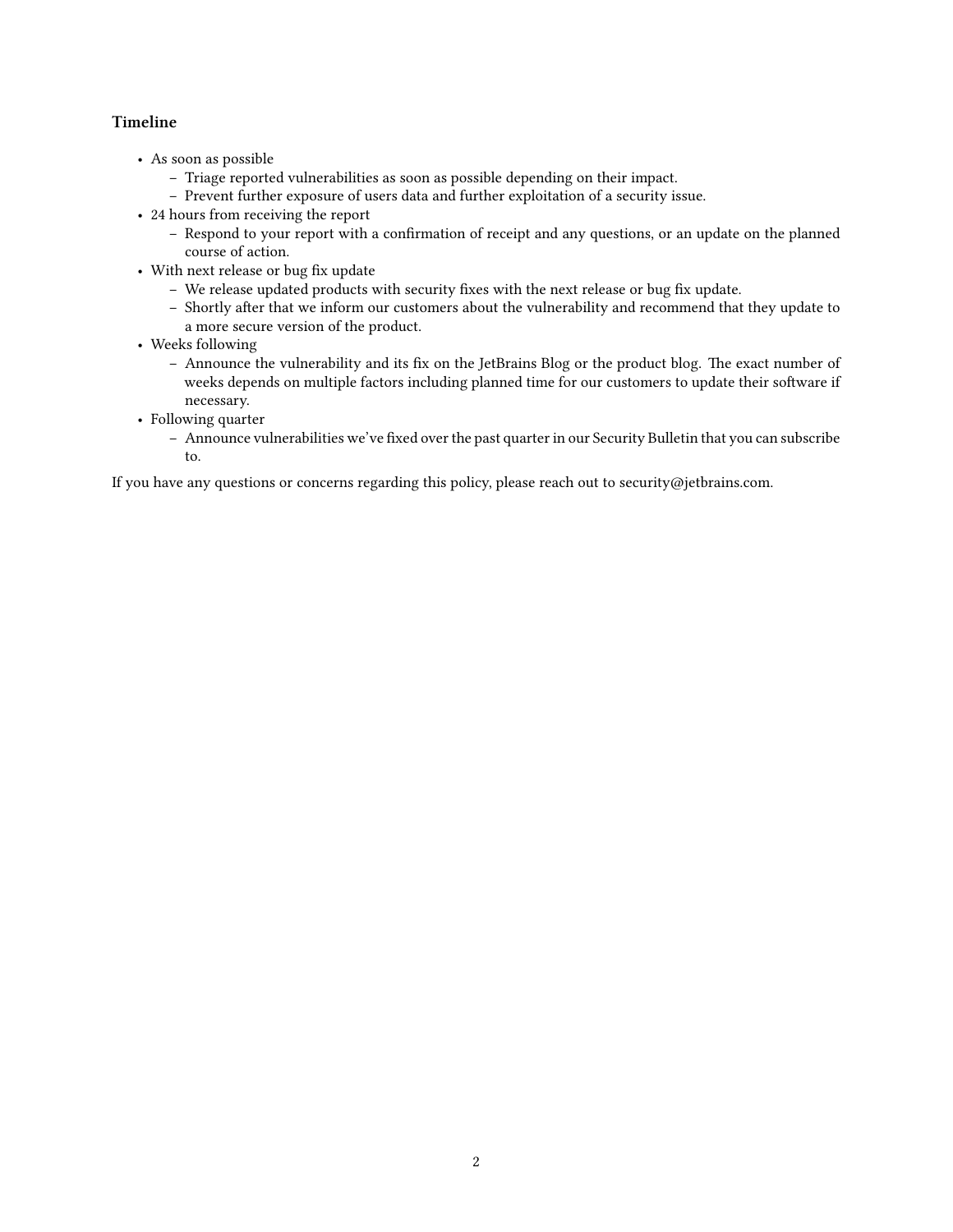### Timeline

- As soon as possible
  - Triage reported vulnerabilities as soon as possible depending on their impact.
  - Prevent further exposure of users data and further exploitation of a security issue.
- 24 hours from receiving the report
  - Respond to your report with a confirmation of receipt and any questions, or an update on the planned course of action.
- With next release or bug fix update
  - We release updated products with security fixes with the next release or bug fix update.
  - Shortly after that we inform our customers about the vulnerability and recommend that they update to a more secure version of the product.
- Weeks following
  - Announce the vulnerability and its fix on the JetBrains Blog or the product blog. The exact number of weeks depends on multiple factors including planned time for our customers to update their software if necessary.
- Following quarter
  - Announce vulnerabilities we've fixed over the past quarter in our Security Bulletin that you can subscribe to.

If you have any questions or concerns regarding this policy, please reach out to security@jetbrains.com.